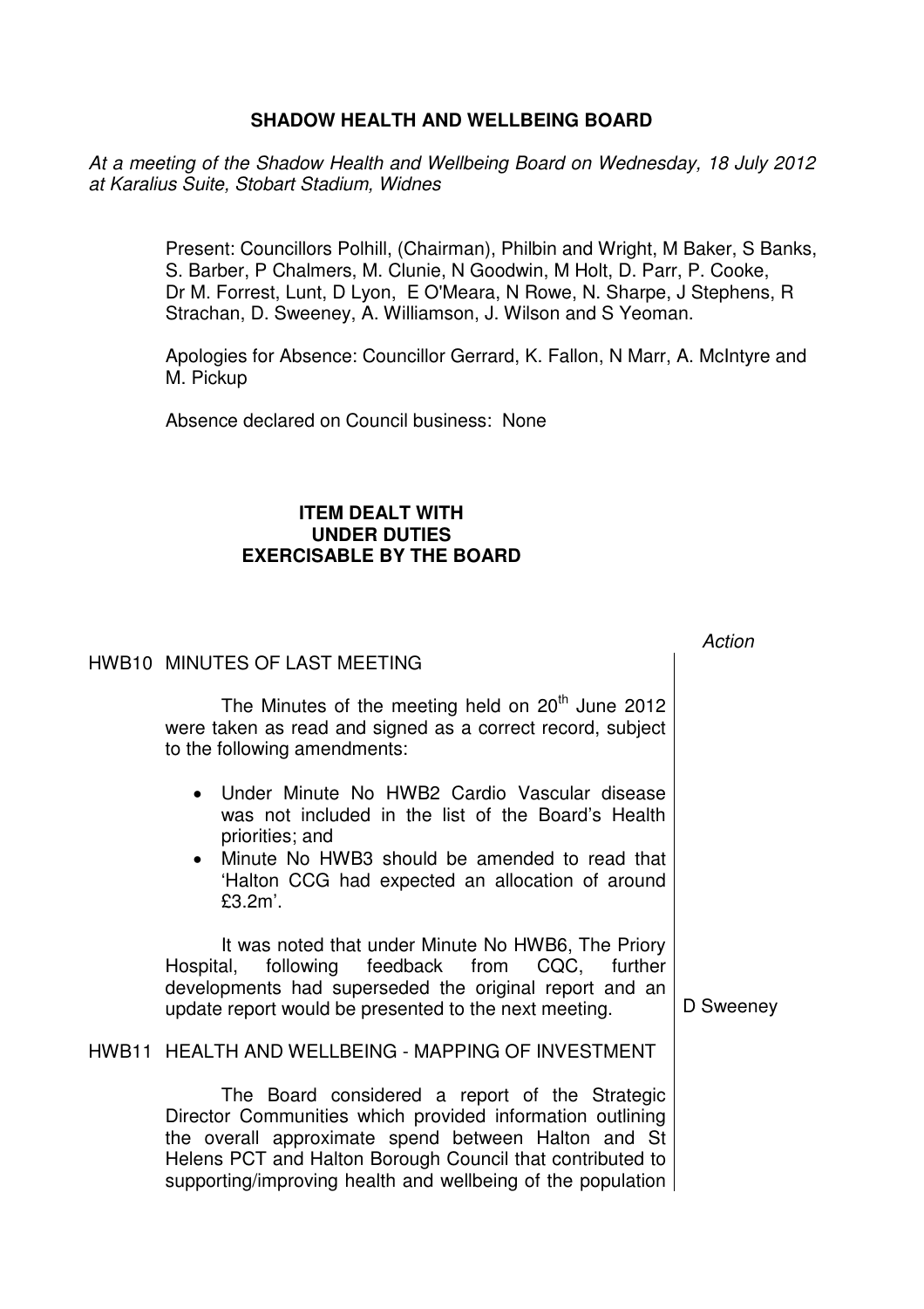# SHADOW HEALTH AND WELLBEING BOARD

*At a meeting of the Shadow Health and Wellbeing Board on Wednesday, 18 July 2012 at Karalius Suite, Stobart Stadium, Widnes*

Present: Councillors Polhill, (Chairman), Philbin and Wright, M Baker, S Banks, S. Barber, P Chalmers, M. Clunie, N Goodwin, M Holt, D. Parr, P. Cooke, Dr M. Forrest, Lunt, D Lyon, E O'Meara, N Rowe, N. Sharpe, J Stephens, R Strachan, D. Sweeney, A. Williamson, J. Wilson and S Yeoman.

Apologies for Absence: Councillor Gerrard, K. Fallon, N Marr, A. McIntyre and M. Pickup

Absence declared on Council business: None

## ITEM DEALT WITH UNDER DUTIES EXERCISABLE BY THE BOARD

*Action*

### HWB10 MINUTES OF LAST MEETING

The Minutes of the meeting held on 20th June 2012 were taken as read and signed as a correct record, subject to the following amendments:

- Under Minute No HWB2 Cardio Vascular disease was not included in the list of the Board's Health priorities; and
- Minute No HWB3 should be amended to read that 'Halton CCG had expected an allocation of around £3.2m'.

It was noted that under Minute No HWB6, The Priory Hospital, following feedback from CQC, further developments had superseded the original report and an update report would be presented to the next meeting. — **D Sweeney**

### HWB11 HEALTH AND WELLBEING - MAPPING OF INVESTMENT

The Board considered a report of the Strategic Director Communities which provided information outlining the overall approximate spend between Halton and St Helens PCT and Halton Borough Council that contributed to supporting/improving health and wellbeing of the population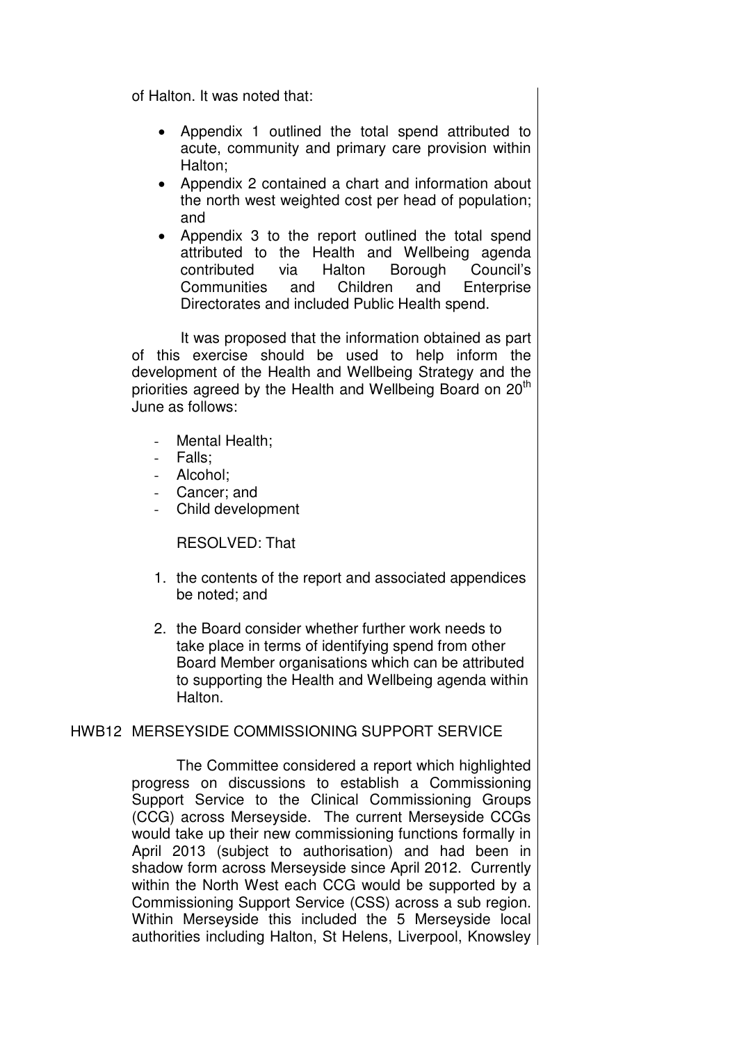of Halton. It was noted that:

- Appendix 1 outlined the total spend attributed to acute, community and primary care provision within Halton;
- Appendix 2 contained a chart and information about the north west weighted cost per head of population; and
- Appendix 3 to the report outlined the total spend attributed to the Health and Wellbeing agenda contributed via Halton Borough Council's Communities and Children and Enterprise Directorates and included Public Health spend.

It was proposed that the information obtained as part of this exercise should be used to help inform the development of the Health and Wellbeing Strategy and the priorities agreed by the Health and Wellbeing Board on 20th June as follows:

- Mental Health;
- Falls;
- Alcohol;
- Cancer; and
- Child development

RESOLVED: That

1. the contents of the report and associated appendices be noted; and
2. the Board consider whether further work needs to take place in terms of identifying spend from other Board Member organisations which can be attributed to supporting the Health and Wellbeing agenda within Halton.

## HWB12 MERSEYSIDE COMMISSIONING SUPPORT SERVICE

The Committee considered a report which highlighted progress on discussions to establish a Commissioning Support Service to the Clinical Commissioning Groups (CCG) across Merseyside. The current Merseyside CCGs would take up their new commissioning functions formally in April 2013 (subject to authorisation) and had been in shadow form across Merseyside since April 2012. Currently within the North West each CCG would be supported by a Commissioning Support Service (CSS) across a sub region. Within Merseyside this included the 5 Merseyside local authorities including Halton, St Helens, Liverpool, Knowsley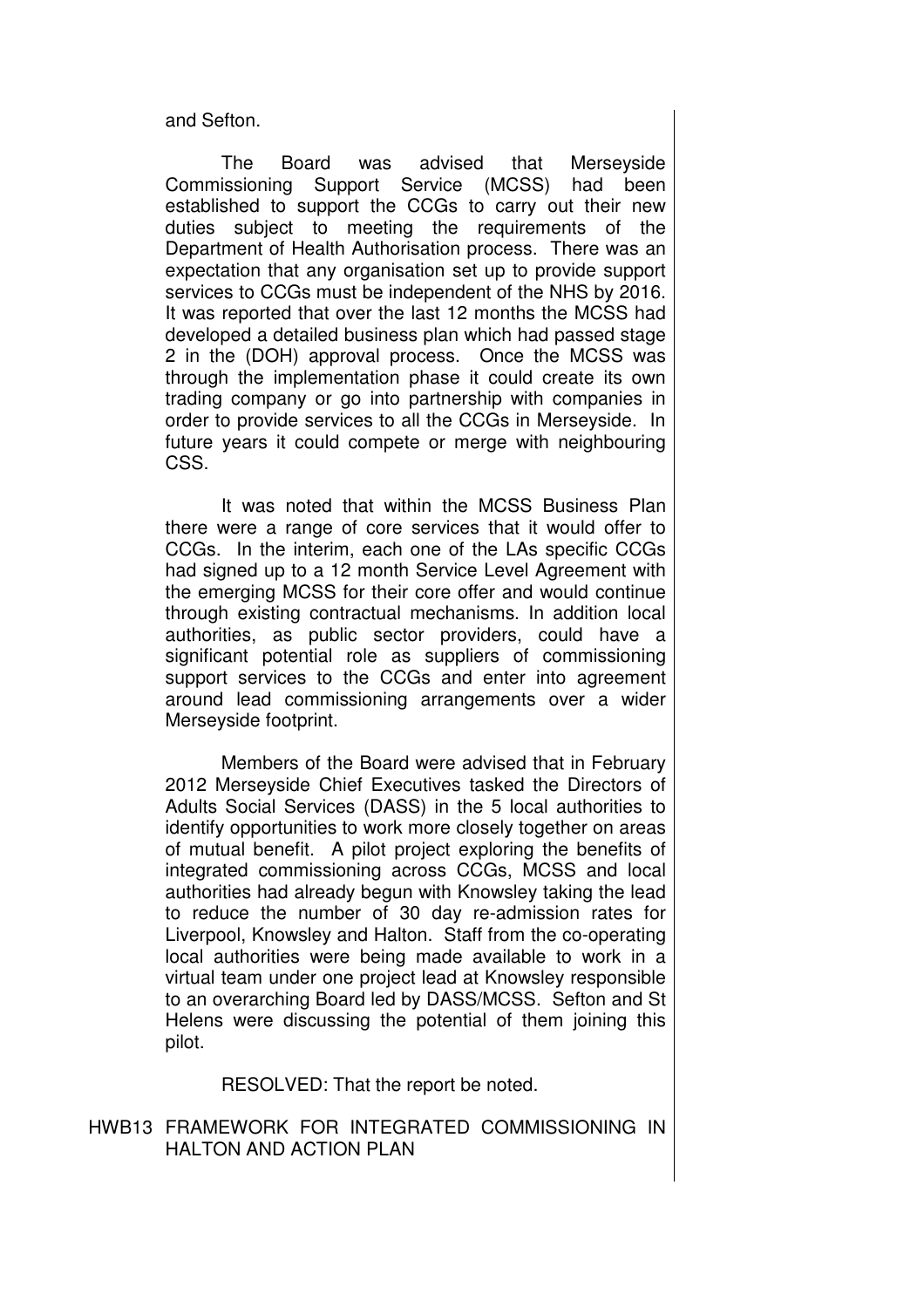and Sefton.

The Board was advised that Merseyside Commissioning Support Service (MCSS) had been established to support the CCGs to carry out their new duties subject to meeting the requirements of the Department of Health Authorisation process. There was an expectation that any organisation set up to provide support services to CCGs must be independent of the NHS by 2016. It was reported that over the last 12 months the MCSS had developed a detailed business plan which had passed stage 2 in the (DOH) approval process. Once the MCSS was through the implementation phase it could create its own trading company or go into partnership with companies in order to provide services to all the CCGs in Merseyside. In future years it could compete or merge with neighbouring CSS.

It was noted that within the MCSS Business Plan there were a range of core services that it would offer to CCGs. In the interim, each one of the LAs specific CCGs had signed up to a 12 month Service Level Agreement with the emerging MCSS for their core offer and would continue through existing contractual mechanisms. In addition local authorities, as public sector providers, could have a significant potential role as suppliers of commissioning support services to the CCGs and enter into agreement around lead commissioning arrangements over a wider Merseyside footprint.

Members of the Board were advised that in February 2012 Merseyside Chief Executives tasked the Directors of Adults Social Services (DASS) in the 5 local authorities to identify opportunities to work more closely together on areas of mutual benefit. A pilot project exploring the benefits of integrated commissioning across CCGs, MCSS and local authorities had already begun with Knowsley taking the lead to reduce the number of 30 day re-admission rates for Liverpool, Knowsley and Halton. Staff from the co-operating local authorities were being made available to work in a virtual team under one project lead at Knowsley responsible to an overarching Board led by DASS/MCSS. Sefton and St Helens were discussing the potential of them joining this pilot.

RESOLVED: That the report be noted.

HWB13 FRAMEWORK FOR INTEGRATED COMMISSIONING IN HALTON AND ACTION PLAN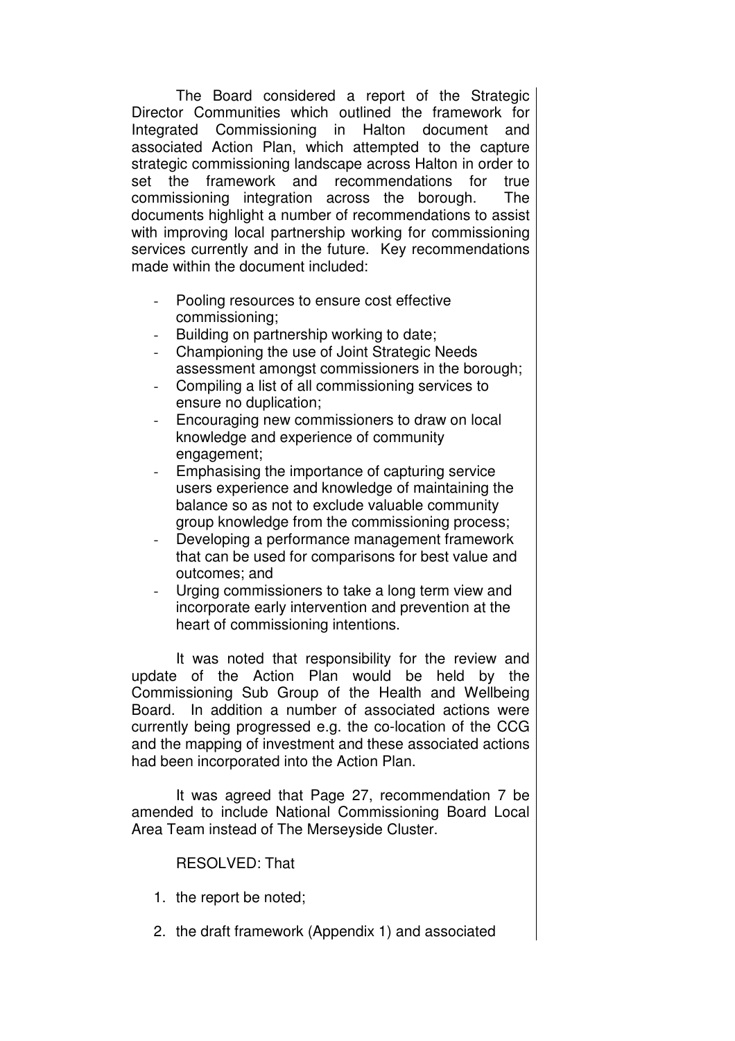The Board considered a report of the Strategic Director Communities which outlined the framework for Integrated Commissioning in Halton document and associated Action Plan, which attempted to the capture strategic commissioning landscape across Halton in order to set the framework and recommendations for true commissioning integration across the borough. The documents highlight a number of recommendations to assist with improving local partnership working for commissioning services currently and in the future. Key recommendations made within the document included:

- Pooling resources to ensure cost effective commissioning;
- Building on partnership working to date;
- Championing the use of Joint Strategic Needs assessment amongst commissioners in the borough;
- Compiling a list of all commissioning services to ensure no duplication;
- Encouraging new commissioners to draw on local knowledge and experience of community engagement;
- Emphasising the importance of capturing service users experience and knowledge of maintaining the balance so as not to exclude valuable community group knowledge from the commissioning process;
- Developing a performance management framework that can be used for comparisons for best value and outcomes; and
- Urging commissioners to take a long term view and incorporate early intervention and prevention at the heart of commissioning intentions.

It was noted that responsibility for the review and update of the Action Plan would be held by the Commissioning Sub Group of the Health and Wellbeing Board. In addition a number of associated actions were currently being progressed e.g. the co-location of the CCG and the mapping of investment and these associated actions had been incorporated into the Action Plan.

It was agreed that Page 27, recommendation 7 be amended to include National Commissioning Board Local Area Team instead of The Merseyside Cluster.

RESOLVED: That

1. the report be noted;
2. the draft framework (Appendix 1) and associated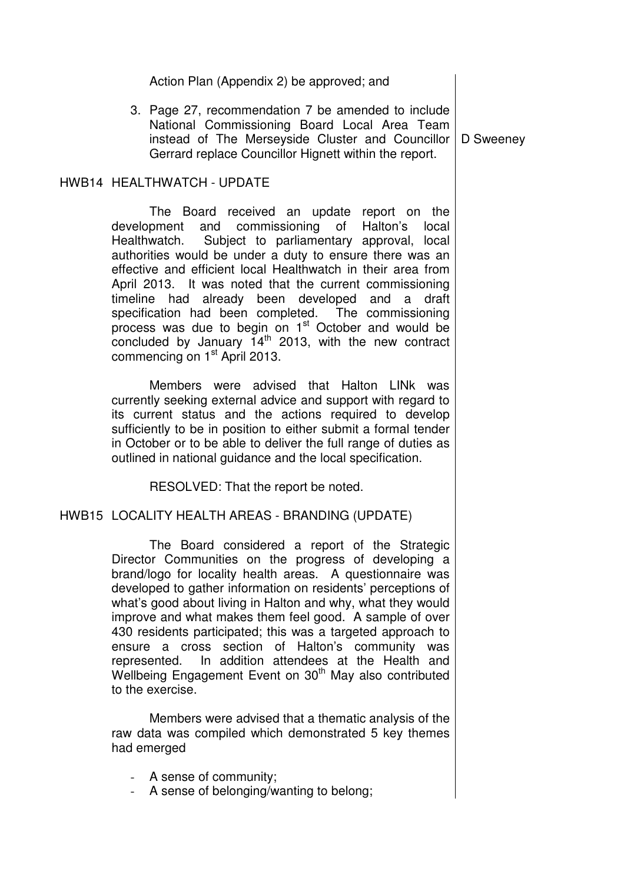Action Plan (Appendix 2) be approved; and

3. Page 27, recommendation 7 be amended to include National Commissioning Board Local Area Team instead of The Merseyside Cluster and Councillor Gerrard replace Councillor Hignett within the report. — D Sweeney

## HWB14 HEALTHWATCH - UPDATE

The Board received an update report on the development and commissioning of Halton's local Healthwatch. Subject to parliamentary approval, local authorities would be under a duty to ensure there was an effective and efficient local Healthwatch in their area from April 2013. It was noted that the current commissioning timeline had already been developed and a draft specification had been completed. The commissioning process was due to begin on 1st October and would be concluded by January 14th 2013, with the new contract commencing on 1st April 2013.

Members were advised that Halton LINk was currently seeking external advice and support with regard to its current status and the actions required to develop sufficiently to be in position to either submit a formal tender in October or to be able to deliver the full range of duties as outlined in national guidance and the local specification.

RESOLVED: That the report be noted.

## HWB15 LOCALITY HEALTH AREAS - BRANDING (UPDATE)

The Board considered a report of the Strategic Director Communities on the progress of developing a brand/logo for locality health areas. A questionnaire was developed to gather information on residents' perceptions of what's good about living in Halton and why, what they would improve and what makes them feel good. A sample of over 430 residents participated; this was a targeted approach to ensure a cross section of Halton's community was represented. In addition attendees at the Health and Wellbeing Engagement Event on 30th May also contributed to the exercise.

Members were advised that a thematic analysis of the raw data was compiled which demonstrated 5 key themes had emerged

- A sense of community;
- A sense of belonging/wanting to belong;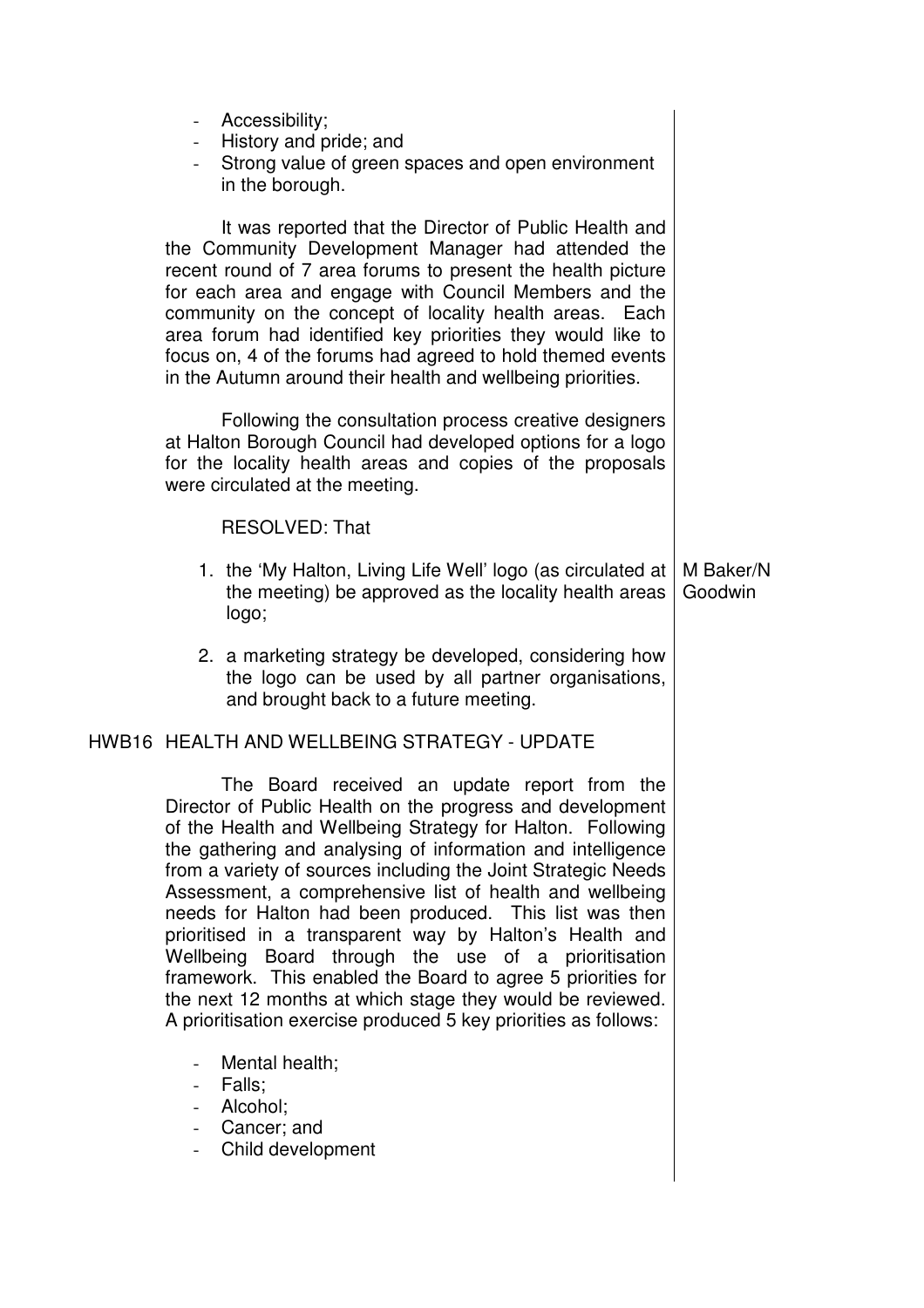- Accessibility;
- History and pride; and
- Strong value of green spaces and open environment in the borough.

It was reported that the Director of Public Health and the Community Development Manager had attended the recent round of 7 area forums to present the health picture for each area and engage with Council Members and the community on the concept of locality health areas. Each area forum had identified key priorities they would like to focus on, 4 of the forums had agreed to hold themed events in the Autumn around their health and wellbeing priorities.

Following the consultation process creative designers at Halton Borough Council had developed options for a logo for the locality health areas and copies of the proposals were circulated at the meeting.

RESOLVED: That

1. the 'My Halton, Living Life Well' logo (as circulated at the meeting) be approved as the locality health areas logo;
2. a marketing strategy be developed, considering how the logo can be used by all partner organisations, and brought back to a future meeting.

M Baker/N Goodwin

## HWB16 HEALTH AND WELLBEING STRATEGY - UPDATE

The Board received an update report from the Director of Public Health on the progress and development of the Health and Wellbeing Strategy for Halton. Following the gathering and analysing of information and intelligence from a variety of sources including the Joint Strategic Needs Assessment, a comprehensive list of health and wellbeing needs for Halton had been produced. This list was then prioritised in a transparent way by Halton's Health and Wellbeing Board through the use of a prioritisation framework. This enabled the Board to agree 5 priorities for the next 12 months at which stage they would be reviewed. A prioritisation exercise produced 5 key priorities as follows:

- Mental health;
- Falls;
- Alcohol;
- Cancer; and
- Child development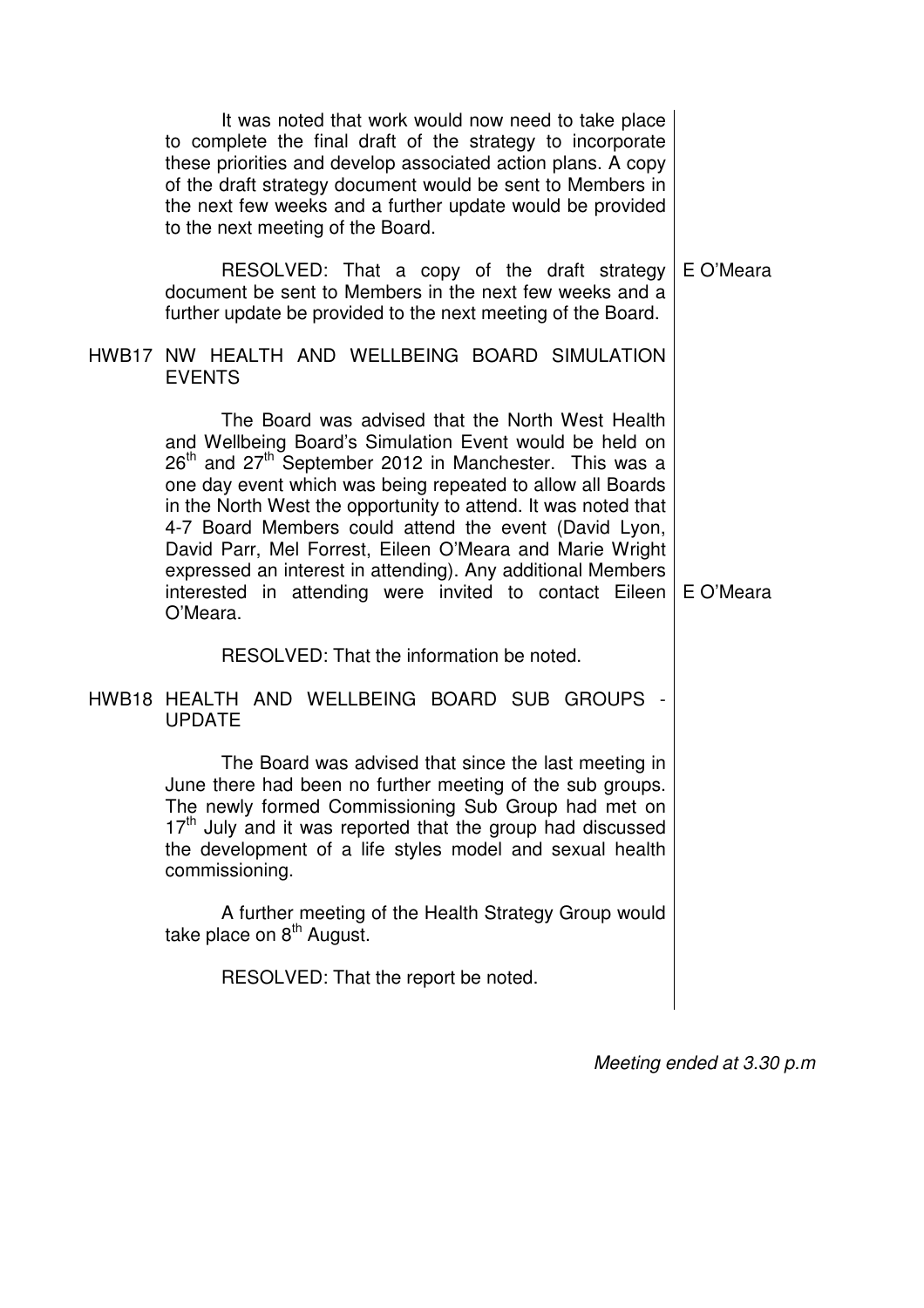It was noted that work would now need to take place to complete the final draft of the strategy to incorporate these priorities and develop associated action plans. A copy of the draft strategy document would be sent to Members in the next few weeks and a further update would be provided to the next meeting of the Board.

RESOLVED: That a copy of the draft strategy document be sent to Members in the next few weeks and a further update be provided to the next meeting of the Board. — **E O'Meara**

## HWB17 NW HEALTH AND WELLBEING BOARD SIMULATION EVENTS

The Board was advised that the North West Health and Wellbeing Board's Simulation Event would be held on 26th and 27th September 2012 in Manchester. This was a one day event which was being repeated to allow all Boards in the North West the opportunity to attend. It was noted that 4-7 Board Members could attend the event (David Lyon, David Parr, Mel Forrest, Eileen O'Meara and Marie Wright expressed an interest in attending). Any additional Members interested in attending were invited to contact Eileen O'Meara. — **E O'Meara**

RESOLVED: That the information be noted.

## HWB18 HEALTH AND WELLBEING BOARD SUB GROUPS - UPDATE

The Board was advised that since the last meeting in June there had been no further meeting of the sub groups. The newly formed Commissioning Sub Group had met on 17th July and it was reported that the group had discussed the development of a life styles model and sexual health commissioning.

A further meeting of the Health Strategy Group would take place on 8th August.

RESOLVED: That the report be noted.

*Meeting ended at 3.30 p.m*